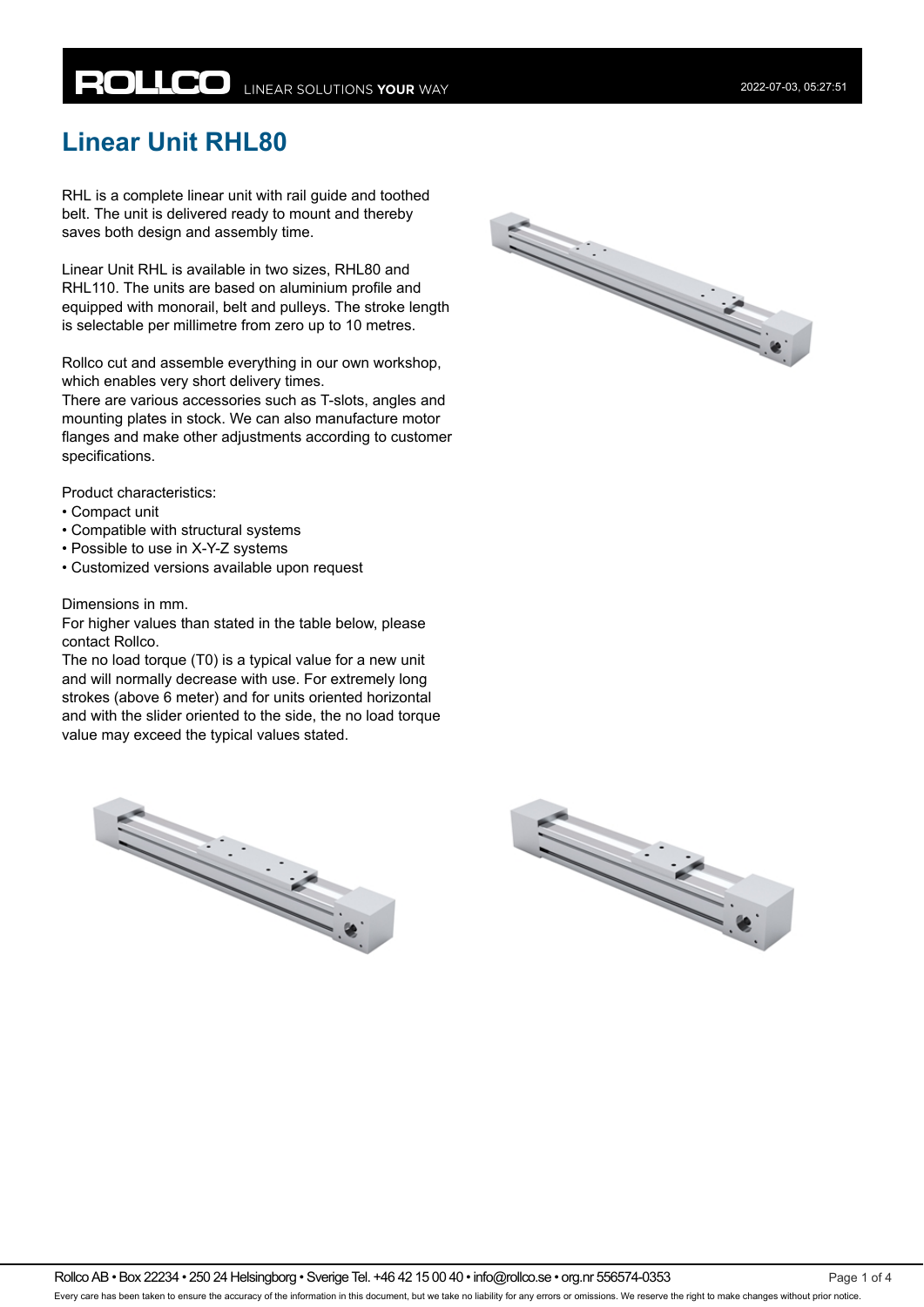# Linear Unit RHL80

RHL is a complete linear unit with rail guide and toothed belt. The unit is delivered ready to mount and thereby saves both design and assembly time.

Linear Unit RHL is available in two sizes, RHL80 and RHL110. The units are based on aluminium profile and equipped with monorail, belt and pulleys. The stroke length is selectable per millimetre from zero up to 10 metres.

Rollco cut and assemble everything in our own workshop, which enables very short delivery times.
There are various accessories such as T-slots, angles and mounting plates in stock. We can also manufacture motor flanges and make other adjustments according to customer specifications.

Product characteristics:
- Compact unit
- Compatible with structural systems
- Possible to use in X-Y-Z systems
- Customized versions available upon request

Dimensions in mm.
For higher values than stated in the table below, please contact Rollco.
The no load torque (T0) is a typical value for a new unit and will normally decrease with use. For extremely long strokes (above 6 meter) and for units oriented horizontal and with the slider oriented to the side, the no load torque value may exceed the typical values stated.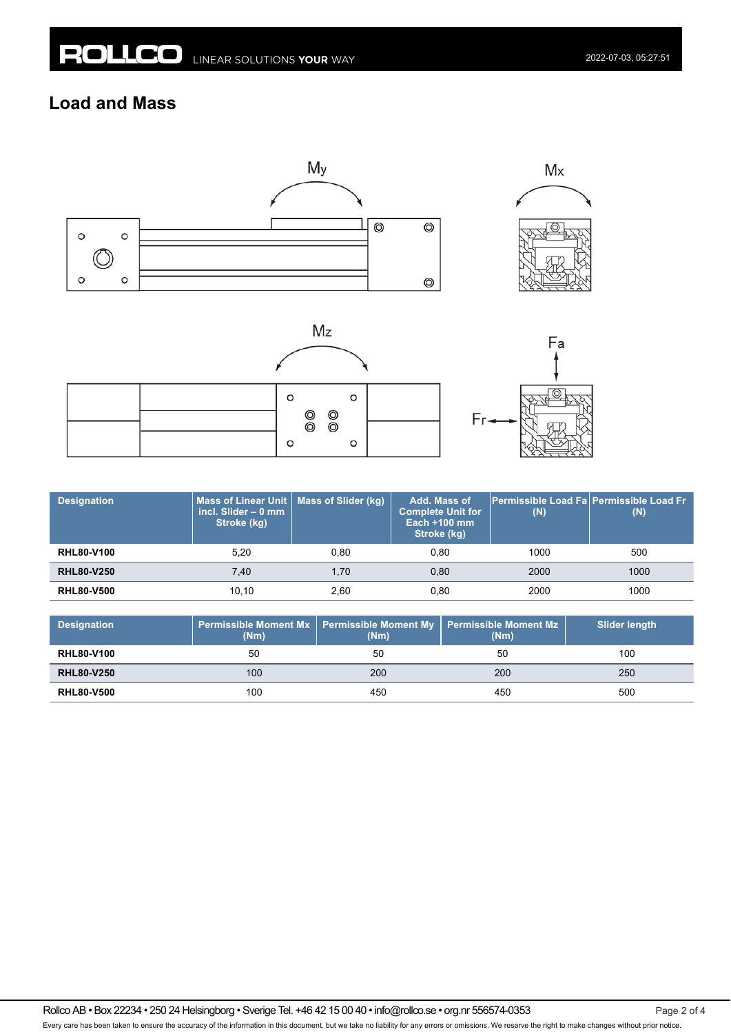## Load and Mass

| Designation | Mass of Linear Unit incl. Slider – 0 mm Stroke (kg) | Mass of Slider (kg) | Add. Mass of Complete Unit for Each +100 mm Stroke (kg) | Permissible Load Fa (N) | Permissible Load Fr (N) |
|---|---|---|---|---|---|
| **RHL80-V100** | 5,20 | 0,80 | 0,80 | 1000 | 500 |
| **RHL80-V250** | 7,40 | 1,70 | 0,80 | 2000 | 1000 |
| **RHL80-V500** | 10,10 | 2,60 | 0,80 | 2000 | 1000 |

| Designation | Permissible Moment Mx (Nm) | Permissible Moment My (Nm) | Permissible Moment Mz (Nm) | Slider length |
|---|---|---|---|---|
| **RHL80-V100** | 50 | 50 | 50 | 100 |
| **RHL80-V250** | 100 | 200 | 200 | 250 |
| **RHL80-V500** | 100 | 450 | 450 | 500 |

Rollco AB • Box 22234 • 250 24 Helsingborg • Sverige Tel. +46 42 15 00 40 • info@rollco.se • org.nr 556574-0353

Every care has been taken to ensure the accuracy of the information in this document, but we take no liability for any errors or omissions. We reserve the right to make changes without prior notice.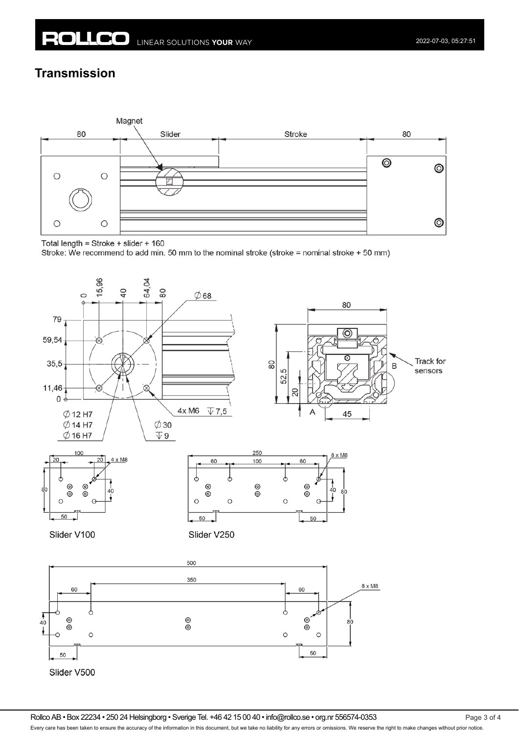## Transmission

Total length = Stroke + slider + 160

Stroke: We recommend to add min. 50 mm to the nominal stroke (stroke = nominal stroke + 50 mm)

Slider V100

Slider V250

Slider V500

Rollco AB • Box 22234 • 250 24 Helsingborg • Sverige Tel. +46 42 15 00 40 • info@rollco.se • org.nr 556574-0353

Every care has been taken to ensure the accuracy of the information in this document, but we take no liability for any errors or omissions. We reserve the right to make changes without prior notice.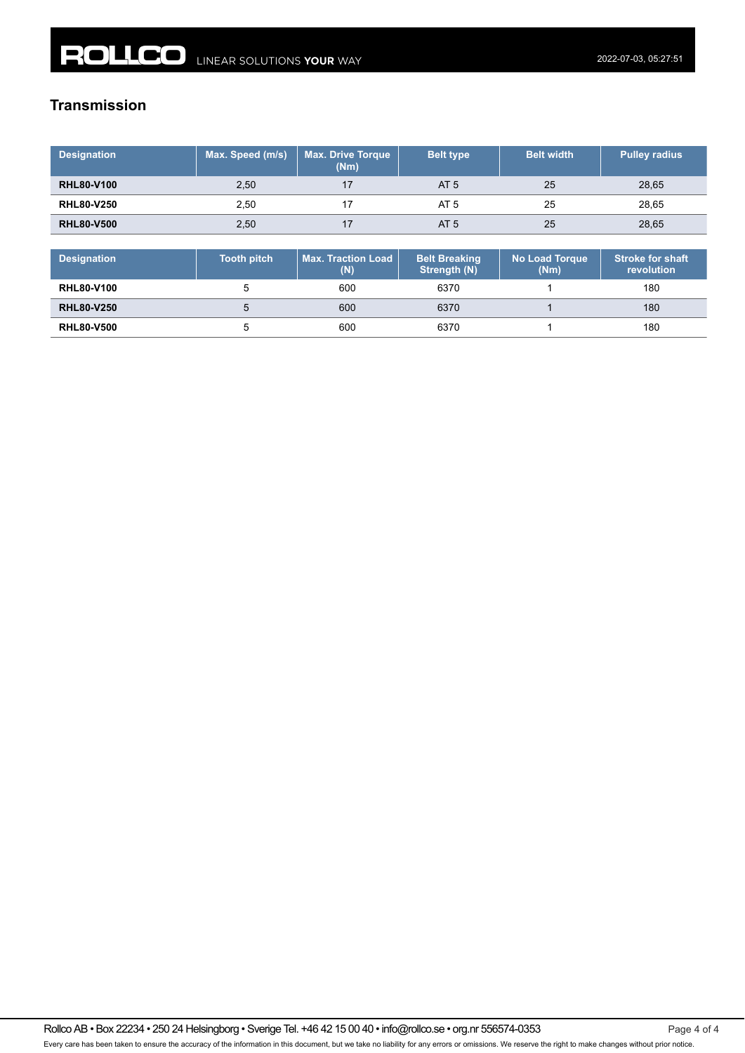## Transmission

| Designation | Max. Speed (m/s) | Max. Drive Torque (Nm) | Belt type | Belt width | Pulley radius |
|---|---|---|---|---|---|
| **RHL80-V100** | 2,50 | 17 | AT 5 | 25 | 28,65 |
| **RHL80-V250** | 2,50 | 17 | AT 5 | 25 | 28,65 |
| **RHL80-V500** | 2,50 | 17 | AT 5 | 25 | 28,65 |

| Designation | Tooth pitch | Max. Traction Load (N) | Belt Breaking Strength (N) | No Load Torque (Nm) | Stroke for shaft revolution |
|---|---|---|---|---|---|
| **RHL80-V100** | 5 | 600 | 6370 | 1 | 180 |
| **RHL80-V250** | 5 | 600 | 6370 | 1 | 180 |
| **RHL80-V500** | 5 | 600 | 6370 | 1 | 180 |